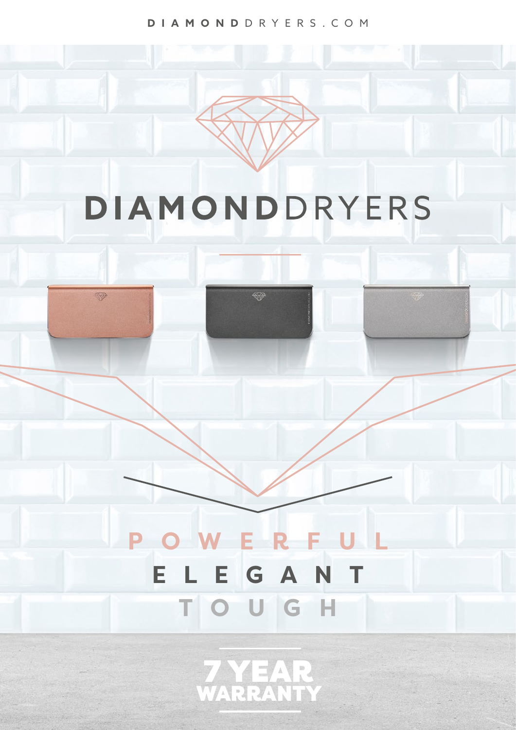DIAMONDDRYERS.COM

# DIAMONDDRYERS

POWERFUL

ELEGANT

TOUGH

**7 YEAR WARRANTY**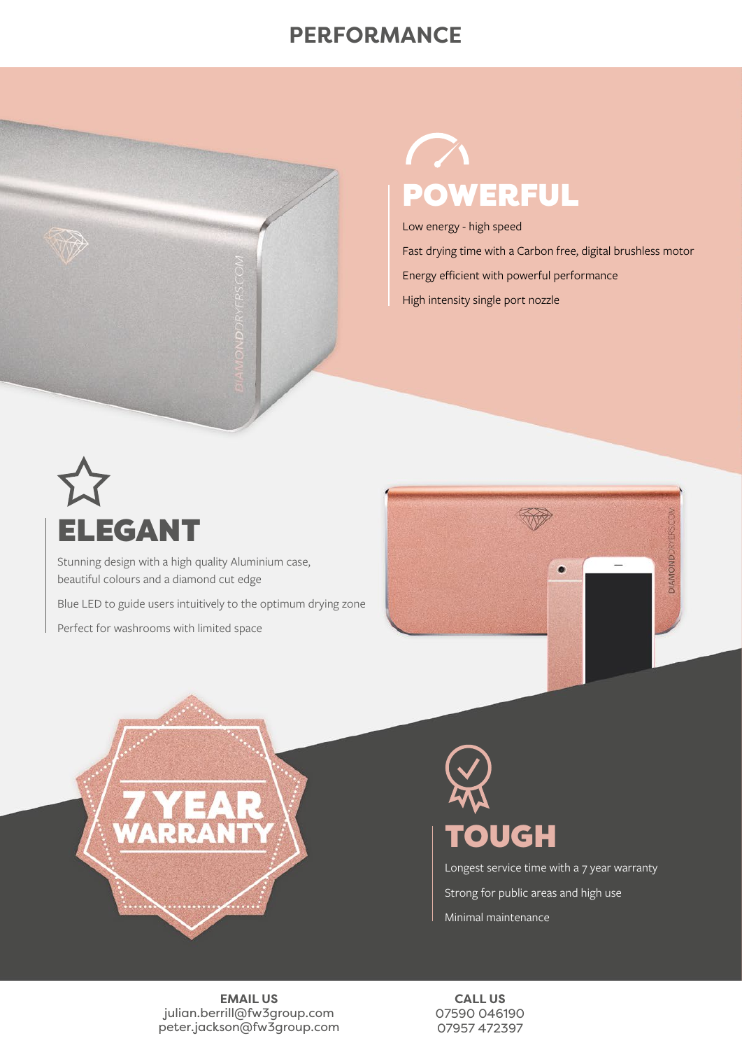# PERFORMANCE

## POWERFUL

Low energy - high speed

Fast drying time with a Carbon free, digital brushless motor

Energy efficient with powerful performance

High intensity single port nozzle

## ELEGANT

Stunning design with a high quality Aluminium case, beautiful colours and a diamond cut edge

Blue LED to guide users intuitively to the optimum drying zone

Perfect for washrooms with limited space

**7 YEAR WARRANTY**

## TOUGH

Longest service time with a 7 year warranty

Strong for public areas and high use

Minimal maintenance

**EMAIL US**
julian.berrill@fw3group.com
peter.jackson@fw3group.com

**CALL US**
07590 046190
07957 472397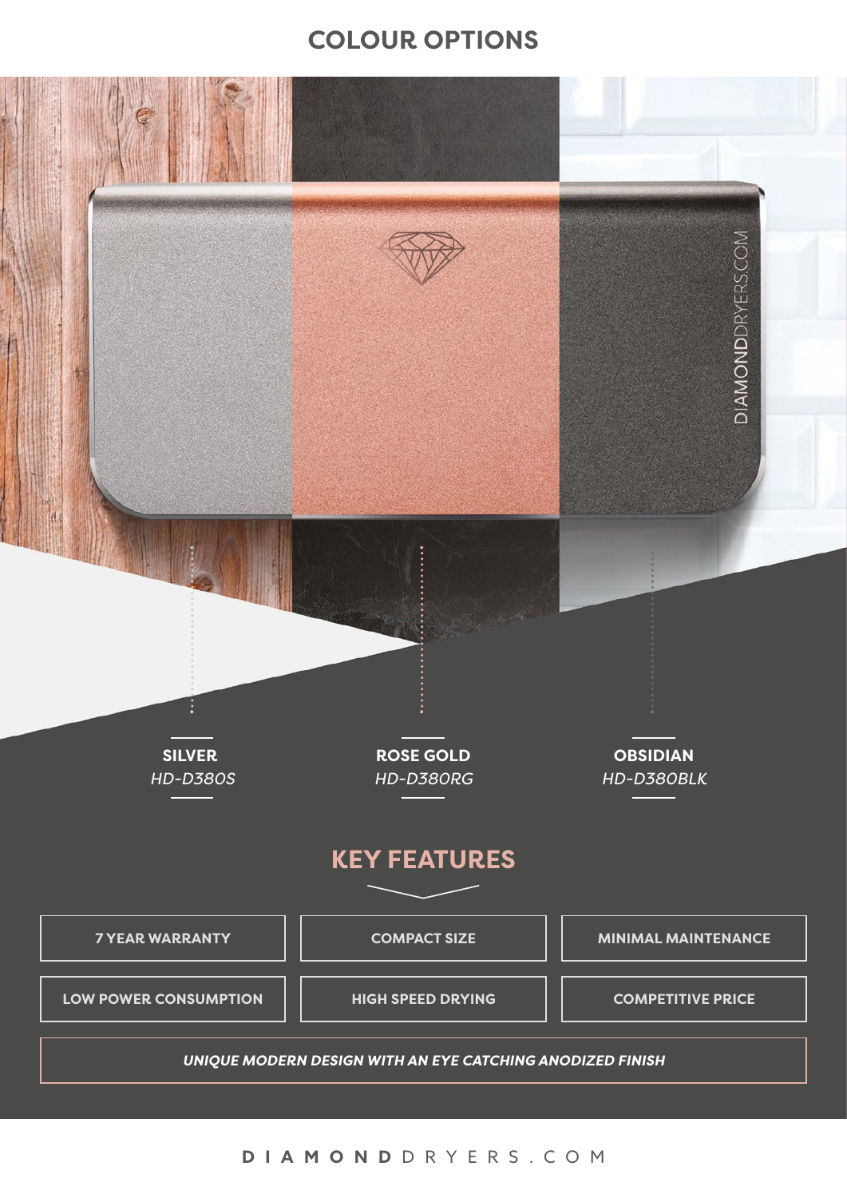## COLOUR OPTIONS

**SILVER**
*HD-D380S*

**ROSE GOLD**
*HD-D380RG*

**OBSIDIAN**
*HD-D380BLK*

## KEY FEATURES

- 7 YEAR WARRANTY
- COMPACT SIZE
- MINIMAL MAINTENANCE
- LOW POWER CONSUMPTION
- HIGH SPEED DRYING
- COMPETITIVE PRICE

***UNIQUE MODERN DESIGN WITH AN EYE CATCHING ANODIZED FINISH***

DIAMONDDRYERS.COM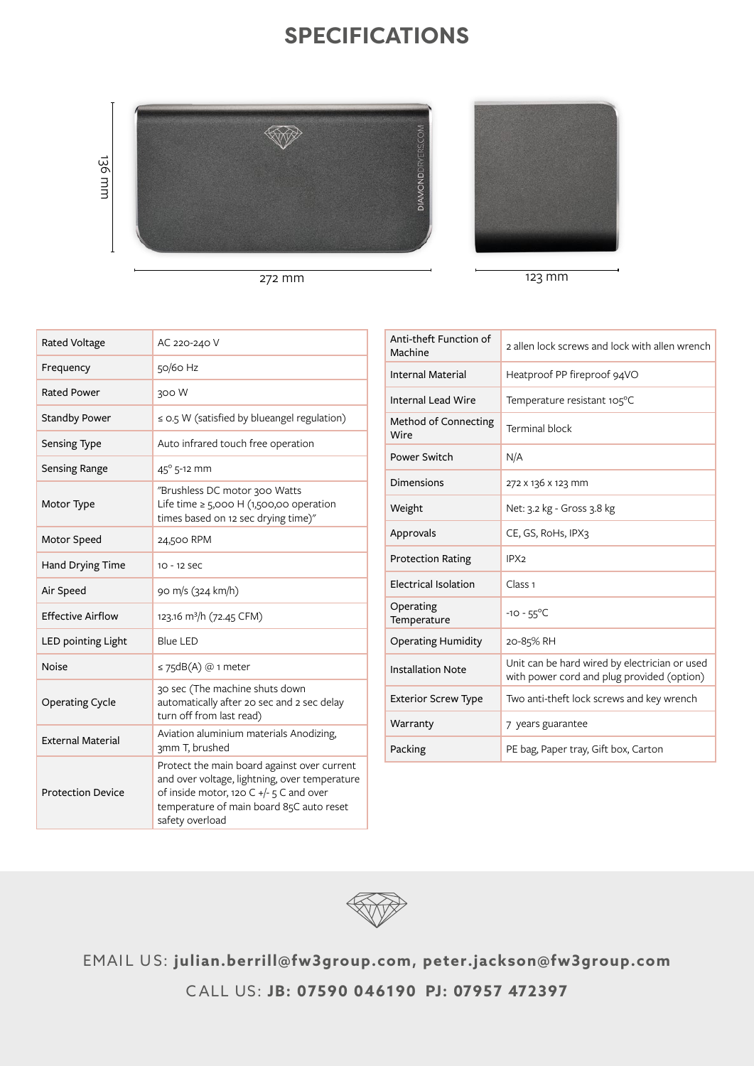# SPECIFICATIONS

136 mm

272 mm

123 mm

| | |
|---|---|
| Rated Voltage | AC 220-240 V |
| Frequency | 50/60 Hz |
| Rated Power | 300 W |
| Standby Power | ≤ 0.5 W (satisfied by blueangel regulation) |
| Sensing Type | Auto infrared touch free operation |
| Sensing Range | 45° 5-12 mm |
| Motor Type | "Brushless DC motor 300 Watts Life time ≥ 5,000 H (1,500,00 operation times based on 12 sec drying time)" |
| Motor Speed | 24,500 RPM |
| Hand Drying Time | 10 - 12 sec |
| Air Speed | 90 m/s (324 km/h) |
| Effective Airflow | 123.16 m³/h (72.45 CFM) |
| LED pointing Light | Blue LED |
| Noise | ≤ 75dB(A) @ 1 meter |
| Operating Cycle | 30 sec (The machine shuts down automatically after 20 sec and 2 sec delay turn off from last read) |
| External Material | Aviation aluminium materials Anodizing, 3mm T, brushed |
| Protection Device | Protect the main board against over current and over voltage, lightning, over temperature of inside motor, 120 C +/- 5 C and over temperature of main board 85C auto reset safety overload |

| | |
|---|---|
| Anti-theft Function of Machine | 2 allen lock screws and lock with allen wrench |
| Internal Material | Heatproof PP fireproof 94VO |
| Internal Lead Wire | Temperature resistant 105°C |
| Method of Connecting Wire | Terminal block |
| Power Switch | N/A |
| Dimensions | 272 x 136 x 123 mm |
| Weight | Net: 3.2 kg - Gross 3.8 kg |
| Approvals | CE, GS, RoHs, IPX3 |
| Protection Rating | IPX2 |
| Electrical Isolation | Class 1 |
| Operating Temperature | -10 - 55°C |
| Operating Humidity | 20-85% RH |
| Installation Note | Unit can be hard wired by electrician or used with power cord and plug provided (option) |
| Exterior Screw Type | Two anti-theft lock screws and key wrench |
| Warranty | 7 years guarantee |
| Packing | PE bag, Paper tray, Gift box, Carton |

EMAIL US: **julian.berrill@fw3group.com, peter.jackson@fw3group.com**

CALL US: **JB: 07590 046190 PJ: 07957 472397**